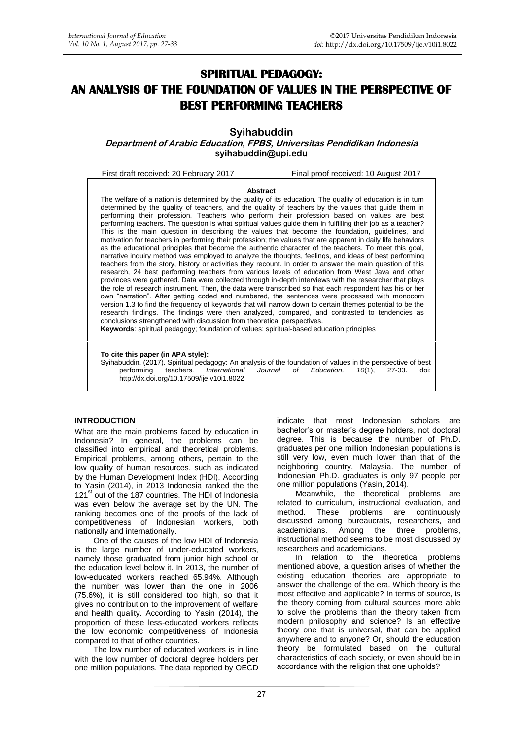# SPIRITUAL PEDAGOGY: AN ANALYSIS OF THE FOUNDATION OF VALUES IN THE PERSPECTIVE OF BEST PERFORMING TEACHERS

**Syihabuddin**

***Department of Arabic Education, FPBS, Universitas Pendidikan Indonesia***
**syihabuddin@upi.edu**

First draft received: 20 February 2017 Final proof received: 10 August 2017

**Abstract**

The welfare of a nation is determined by the quality of its education. The quality of education is in turn determined by the quality of teachers, and the quality of teachers by the values that guide them in performing their profession. Teachers who perform their profession based on values are best performing teachers. The question is what spiritual values guide them in fulfilling their job as a teacher? This is the main question in describing the values that become the foundation, guidelines, and motivation for teachers in performing their profession; the values that are apparent in daily life behaviors as the educational principles that become the authentic character of the teachers. To meet this goal, narrative inquiry method was employed to analyze the thoughts, feelings, and ideas of best performing teachers from the story, history or activities they recount. In order to answer the main question of this research, 24 best performing teachers from various levels of education from West Java and other provinces were gathered. Data were collected through in-depth interviews with the researcher that plays the role of research instrument. Then, the data were transcribed so that each respondent has his or her own "narration". After getting coded and numbered, the sentences were processed with monocorn version 1.3 to find the frequency of keywords that will narrow down to certain themes potential to be the research findings. The findings were then analyzed, compared, and contrasted to tendencies as conclusions strengthened with discussion from theoretical perspectives.

**Keywords**: spiritual pedagogy; foundation of values; spiritual-based education principles

**To cite this paper (in APA style):**
Syihabuddin. (2017). Spiritual pedagogy: An analysis of the foundation of values in the perspective of best performing teachers. *International Journal of Education, 10*(1), 27-33. doi: http://dx.doi.org/10.17509/ije.v10i1.8022

## INTRODUCTION

What are the main problems faced by education in Indonesia? In general, the problems can be classified into empirical and theoretical problems. Empirical problems, among others, pertain to the low quality of human resources, such as indicated by the Human Development Index (HDI). According to Yasin (2014), in 2013 Indonesia ranked the the 121st out of the 187 countries. The HDI of Indonesia was even below the average set by the UN. The ranking becomes one of the proofs of the lack of competitiveness of Indonesian workers, both nationally and internationally.

One of the causes of the low HDI of Indonesia is the large number of under-educated workers, namely those graduated from junior high school or the education level below it. In 2013, the number of low-educated workers reached 65.94%. Although the number was lower than the one in 2006 (75.6%), it is still considered too high, so that it gives no contribution to the improvement of welfare and health quality. According to Yasin (2014), the proportion of these less-educated workers reflects the low economic competitiveness of Indonesia compared to that of other countries.

The low number of educated workers is in line with the low number of doctoral degree holders per one million populations. The data reported by OECD indicate that most Indonesian scholars are bachelor's or master's degree holders, not doctoral degree. This is because the number of Ph.D. graduates per one million Indonesian populations is still very low, even much lower than that of the neighboring country, Malaysia. The number of Indonesian Ph.D. graduates is only 97 people per one million populations (Yasin, 2014).

Meanwhile, the theoretical problems are related to curriculum, instructional evaluation, and method. These problems are continuously discussed among bureaucrats, researchers, and academicians. Among the three problems, instructional method seems to be most discussed by researchers and academicians.

In relation to the theoretical problems mentioned above, a question arises of whether the existing education theories are appropriate to answer the challenge of the era. Which theory is the most effective and applicable? In terms of source, is the theory coming from cultural sources more able to solve the problems than the theory taken from modern philosophy and science? Is an effective theory one that is universal, that can be applied anywhere and to anyone? Or, should the education theory be formulated based on the cultural characteristics of each society, or even should be in accordance with the religion that one upholds?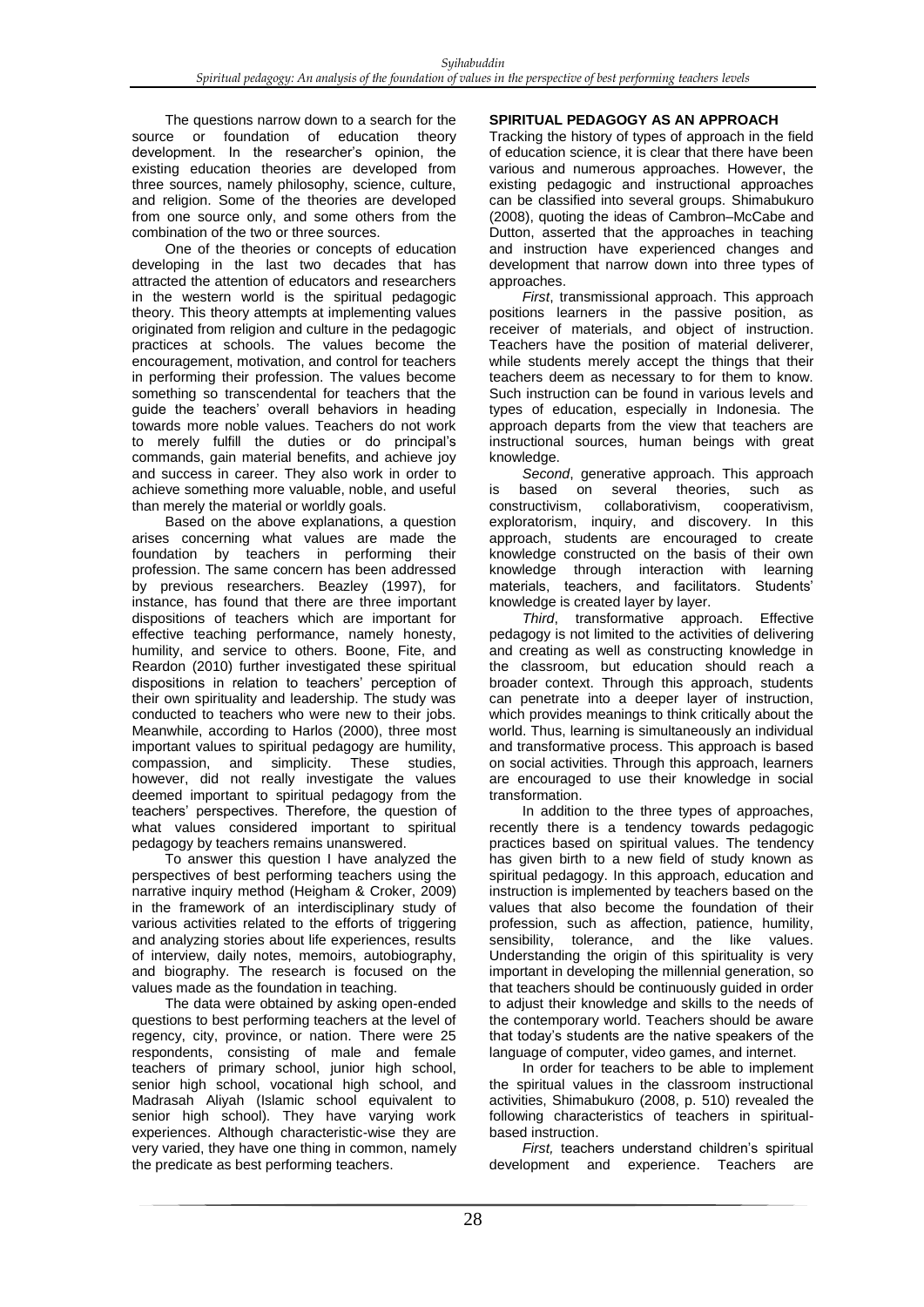The questions narrow down to a search for the source or foundation of education theory development. In the researcher's opinion, the existing education theories are developed from three sources, namely philosophy, science, culture, and religion. Some of the theories are developed from one source only, and some others from the combination of the two or three sources.

One of the theories or concepts of education developing in the last two decades that has attracted the attention of educators and researchers in the western world is the spiritual pedagogic theory. This theory attempts at implementing values originated from religion and culture in the pedagogic practices at schools. The values become the encouragement, motivation, and control for teachers in performing their profession. The values become something so transcendental for teachers that the guide the teachers' overall behaviors in heading towards more noble values. Teachers do not work to merely fulfill the duties or do principal's commands, gain material benefits, and achieve joy and success in career. They also work in order to achieve something more valuable, noble, and useful than merely the material or worldly goals.

Based on the above explanations, a question arises concerning what values are made the foundation by teachers in performing their profession. The same concern has been addressed by previous researchers. Beazley (1997), for instance, has found that there are three important dispositions of teachers which are important for effective teaching performance, namely honesty, humility, and service to others. Boone, Fite, and Reardon (2010) further investigated these spiritual dispositions in relation to teachers' perception of their own spirituality and leadership. The study was conducted to teachers who were new to their jobs. Meanwhile, according to Harlos (2000), three most important values to spiritual pedagogy are humility, compassion, and simplicity. These studies, however, did not really investigate the values deemed important to spiritual pedagogy from the teachers' perspectives. Therefore, the question of what values considered important to spiritual pedagogy by teachers remains unanswered.

To answer this question I have analyzed the perspectives of best performing teachers using the narrative inquiry method (Heigham & Croker, 2009) in the framework of an interdisciplinary study of various activities related to the efforts of triggering and analyzing stories about life experiences, results of interview, daily notes, memoirs, autobiography, and biography. The research is focused on the values made as the foundation in teaching.

The data were obtained by asking open-ended questions to best performing teachers at the level of regency, city, province, or nation. There were 25 respondents, consisting of male and female teachers of primary school, junior high school, senior high school, vocational high school, and Madrasah Aliyah (Islamic school equivalent to senior high school). They have varying work experiences. Although characteristic-wise they are very varied, they have one thing in common, namely the predicate as best performing teachers.

## SPIRITUAL PEDAGOGY AS AN APPROACH

Tracking the history of types of approach in the field of education science, it is clear that there have been various and numerous approaches. However, the existing pedagogic and instructional approaches can be classified into several groups. Shimabukuro (2008), quoting the ideas of Cambron–McCabe and Dutton, asserted that the approaches in teaching and instruction have experienced changes and development that narrow down into three types of approaches.

*First*, transmissional approach. This approach positions learners in the passive position, as receiver of materials, and object of instruction. Teachers have the position of material deliverer, while students merely accept the things that their teachers deem as necessary to for them to know. Such instruction can be found in various levels and types of education, especially in Indonesia. The approach departs from the view that teachers are instructional sources, human beings with great knowledge.

*Second*, generative approach. This approach is based on several theories, such as constructivism, collaborativism, cooperativism, exploratorism, inquiry, and discovery. In this approach, students are encouraged to create knowledge constructed on the basis of their own knowledge through interaction with learning materials, teachers, and facilitators. Students' knowledge is created layer by layer.

*Third*, transformative approach. Effective pedagogy is not limited to the activities of delivering and creating as well as constructing knowledge in the classroom, but education should reach a broader context. Through this approach, students can penetrate into a deeper layer of instruction, which provides meanings to think critically about the world. Thus, learning is simultaneously an individual and transformative process. This approach is based on social activities. Through this approach, learners are encouraged to use their knowledge in social transformation.

In addition to the three types of approaches, recently there is a tendency towards pedagogic practices based on spiritual values. The tendency has given birth to a new field of study known as spiritual pedagogy. In this approach, education and instruction is implemented by teachers based on the values that also become the foundation of their profession, such as affection, patience, humility, sensibility, tolerance, and the like values. Understanding the origin of this spirituality is very important in developing the millennial generation, so that teachers should be continuously guided in order to adjust their knowledge and skills to the needs of the contemporary world. Teachers should be aware that today's students are the native speakers of the language of computer, video games, and internet.

In order for teachers to be able to implement the spiritual values in the classroom instructional activities, Shimabukuro (2008, p. 510) revealed the following characteristics of teachers in spiritual-based instruction.

*First,* teachers understand children's spiritual development and experience. Teachers are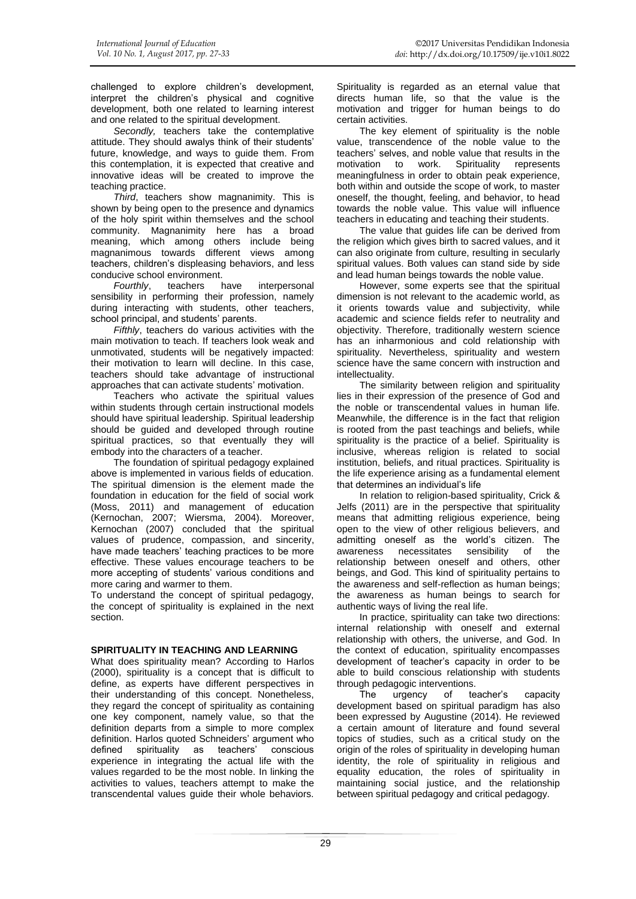challenged to explore children's development, interpret the children's physical and cognitive development, both one related to learning interest and one related to the spiritual development.

*Secondly,* teachers take the contemplative attitude. They should awalys think of their students' future, knowledge, and ways to guide them. From this contemplation, it is expected that creative and innovative ideas will be created to improve the teaching practice.

*Third*, teachers show magnanimity. This is shown by being open to the presence and dynamics of the holy spirit within themselves and the school community. Magnanimity here has a broad meaning, which among others include being magnanimous towards different views among teachers, children's displeasing behaviors, and less conducive school environment.

*Fourthly*, teachers have interpersonal sensibility in performing their profession, namely during interacting with students, other teachers, school principal, and students' parents.

*Fifthly*, teachers do various activities with the main motivation to teach. If teachers look weak and unmotivated, students will be negatively impacted: their motivation to learn will decline. In this case, teachers should take advantage of instructional approaches that can activate students' motivation.

Teachers who activate the spiritual values within students through certain instructional models should have spiritual leadership. Spiritual leadership should be guided and developed through routine spiritual practices, so that eventually they will embody into the characters of a teacher.

The foundation of spiritual pedagogy explained above is implemented in various fields of education. The spiritual dimension is the element made the foundation in education for the field of social work (Moss, 2011) and management of education (Kernochan, 2007; Wiersma, 2004). Moreover, Kernochan (2007) concluded that the spiritual values of prudence, compassion, and sincerity, have made teachers' teaching practices to be more effective. These values encourage teachers to be more accepting of students' various conditions and more caring and warmer to them.

To understand the concept of spiritual pedagogy, the concept of spirituality is explained in the next section.

## SPIRITUALITY IN TEACHING AND LEARNING

What does spirituality mean? According to Harlos (2000), spirituality is a concept that is difficult to define, as experts have different perspectives in their understanding of this concept. Nonetheless, they regard the concept of spirituality as containing one key component, namely value, so that the definition departs from a simple to more complex definition. Harlos quoted Schneiders' argument who defined spirituality as teachers' conscious experience in integrating the actual life with the values regarded to be the most noble. In linking the activities to values, teachers attempt to make the transcendental values guide their whole behaviors. Spirituality is regarded as an eternal value that directs human life, so that the value is the motivation and trigger for human beings to do certain activities.

The key element of spirituality is the noble value, transcendence of the noble value to the teachers' selves, and noble value that results in the motivation to work. Spirituality represents meaningfulness in order to obtain peak experience, both within and outside the scope of work, to master oneself, the thought, feeling, and behavior, to head towards the noble value. This value will influence teachers in educating and teaching their students.

The value that guides life can be derived from the religion which gives birth to sacred values, and it can also originate from culture, resulting in secularly spiritual values. Both values can stand side by side and lead human beings towards the noble value.

However, some experts see that the spiritual dimension is not relevant to the academic world, as it orients towards value and subjectivity, while academic and science fields refer to neutrality and objectivity. Therefore, traditionally western science has an inharmonious and cold relationship with spirituality. Nevertheless, spirituality and western science have the same concern with instruction and intellectuality.

The similarity between religion and spirituality lies in their expression of the presence of God and the noble or transcendental values in human life. Meanwhile, the difference is in the fact that religion is rooted from the past teachings and beliefs, while spirituality is the practice of a belief. Spirituality is inclusive, whereas religion is related to social institution, beliefs, and ritual practices. Spirituality is the life experience arising as a fundamental element that determines an individual's life

In relation to religion-based spirituality, Crick & Jelfs (2011) are in the perspective that spirituality means that admitting religious experience, being open to the view of other religious believers, and admitting oneself as the world's citizen. The awareness necessitates sensibility of the relationship between oneself and others, other beings, and God. This kind of spirituality pertains to the awareness and self-reflection as human beings; the awareness as human beings to search for authentic ways of living the real life.

In practice, spirituality can take two directions: internal relationship with oneself and external relationship with others, the universe, and God. In the context of education, spirituality encompasses development of teacher's capacity in order to be able to build conscious relationship with students through pedagogic interventions.

The urgency of teacher's capacity development based on spiritual paradigm has also been expressed by Augustine (2014). He reviewed a certain amount of literature and found several topics of studies, such as a critical study on the origin of the roles of spirituality in developing human identity, the role of spirituality in religious and equality education, the roles of spirituality in maintaining social justice, and the relationship between spiritual pedagogy and critical pedagogy.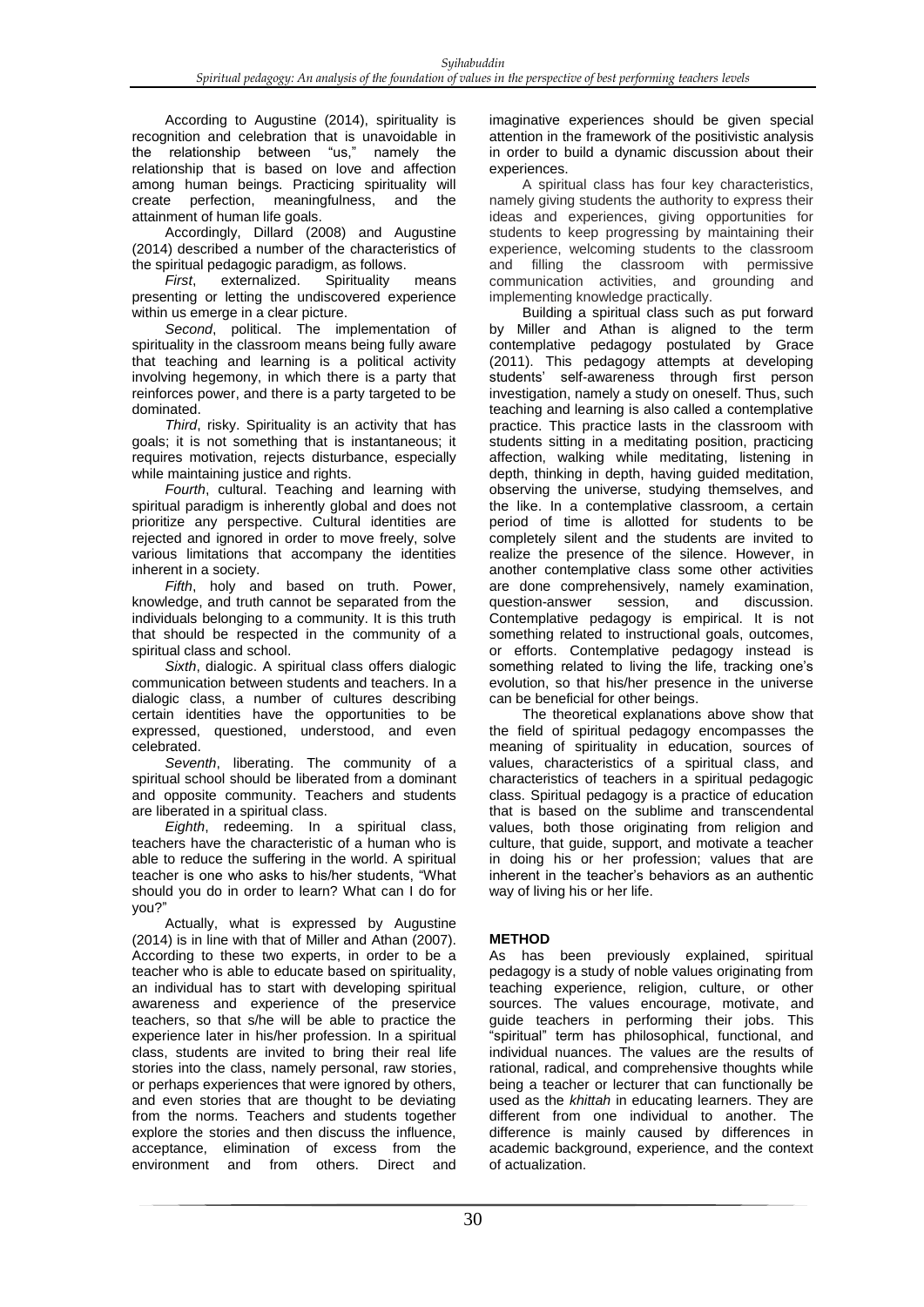According to Augustine (2014), spirituality is recognition and celebration that is unavoidable in the relationship between "us," namely the relationship that is based on love and affection among human beings. Practicing spirituality will create perfection, meaningfulness, and the attainment of human life goals.

Accordingly, Dillard (2008) and Augustine (2014) described a number of the characteristics of the spiritual pedagogic paradigm, as follows.

*First*, externalized. Spirituality means presenting or letting the undiscovered experience within us emerge in a clear picture.

*Second*, political. The implementation of spirituality in the classroom means being fully aware that teaching and learning is a political activity involving hegemony, in which there is a party that reinforces power, and there is a party targeted to be dominated.

*Third*, risky. Spirituality is an activity that has goals; it is not something that is instantaneous; it requires motivation, rejects disturbance, especially while maintaining justice and rights.

*Fourth*, cultural. Teaching and learning with spiritual paradigm is inherently global and does not prioritize any perspective. Cultural identities are rejected and ignored in order to move freely, solve various limitations that accompany the identities inherent in a society.

*Fifth*, holy and based on truth. Power, knowledge, and truth cannot be separated from the individuals belonging to a community. It is this truth that should be respected in the community of a spiritual class and school.

*Sixth*, dialogic. A spiritual class offers dialogic communication between students and teachers. In a dialogic class, a number of cultures describing certain identities have the opportunities to be expressed, questioned, understood, and even celebrated.

*Seventh*, liberating. The community of a spiritual school should be liberated from a dominant and opposite community. Teachers and students are liberated in a spiritual class.

*Eighth*, redeeming. In a spiritual class, teachers have the characteristic of a human who is able to reduce the suffering in the world. A spiritual teacher is one who asks to his/her students, "What should you do in order to learn? What can I do for you?"

Actually, what is expressed by Augustine (2014) is in line with that of Miller and Athan (2007). According to these two experts, in order to be a teacher who is able to educate based on spirituality, an individual has to start with developing spiritual awareness and experience of the preservice teachers, so that s/he will be able to practice the experience later in his/her profession. In a spiritual class, students are invited to bring their real life stories into the class, namely personal, raw stories, or perhaps experiences that were ignored by others, and even stories that are thought to be deviating from the norms. Teachers and students together explore the stories and then discuss the influence, acceptance, elimination of excess from the environment and from others. Direct and imaginative experiences should be given special attention in the framework of the positivistic analysis in order to build a dynamic discussion about their experiences.

A spiritual class has four key characteristics, namely giving students the authority to express their ideas and experiences, giving opportunities for students to keep progressing by maintaining their experience, welcoming students to the classroom and filling the classroom with permissive communication activities, and grounding and implementing knowledge practically.

Building a spiritual class such as put forward by Miller and Athan is aligned to the term contemplative pedagogy postulated by Grace (2011). This pedagogy attempts at developing students' self-awareness through first person investigation, namely a study on oneself. Thus, such teaching and learning is also called a contemplative practice. This practice lasts in the classroom with students sitting in a meditating position, practicing affection, walking while meditating, listening in depth, thinking in depth, having guided meditation, observing the universe, studying themselves, and the like. In a contemplative classroom, a certain period of time is allotted for students to be completely silent and the students are invited to realize the presence of the silence. However, in another contemplative class some other activities are done comprehensively, namely examination, question-answer session, and discussion. Contemplative pedagogy is empirical. It is not something related to instructional goals, outcomes, or efforts. Contemplative pedagogy instead is something related to living the life, tracking one's evolution, so that his/her presence in the universe can be beneficial for other beings.

The theoretical explanations above show that the field of spiritual pedagogy encompasses the meaning of spirituality in education, sources of values, characteristics of a spiritual class, and characteristics of teachers in a spiritual pedagogic class. Spiritual pedagogy is a practice of education that is based on the sublime and transcendental values, both those originating from religion and culture, that guide, support, and motivate a teacher in doing his or her profession; values that are inherent in the teacher's behaviors as an authentic way of living his or her life.

## METHOD

As has been previously explained, spiritual pedagogy is a study of noble values originating from teaching experience, religion, culture, or other sources. The values encourage, motivate, and guide teachers in performing their jobs. This "spiritual" term has philosophical, functional, and individual nuances. The values are the results of rational, radical, and comprehensive thoughts while being a teacher or lecturer that can functionally be used as the *khittah* in educating learners. They are different from one individual to another. The difference is mainly caused by differences in academic background, experience, and the context of actualization.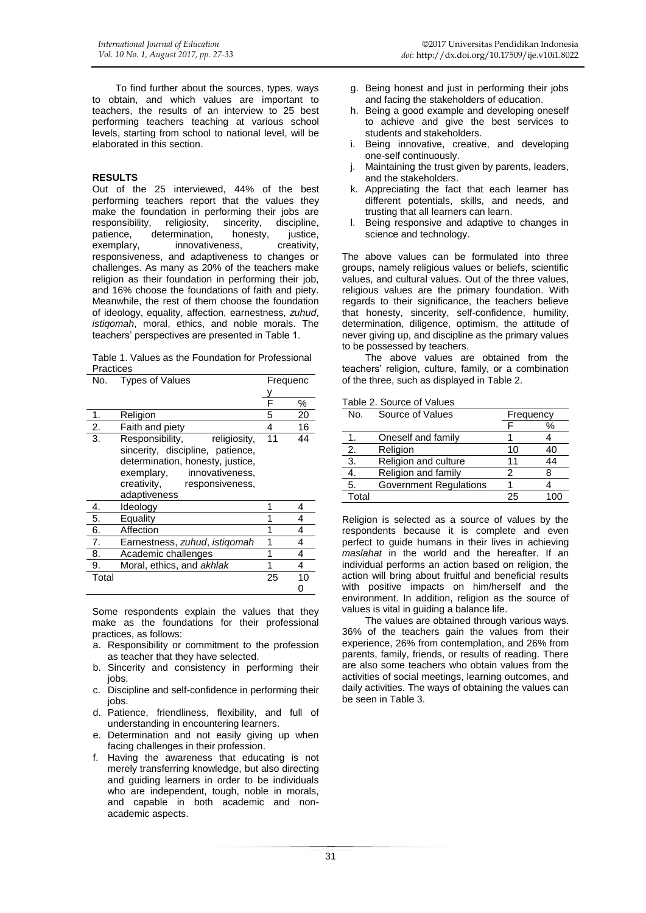To find further about the sources, types, ways to obtain, and which values are important to teachers, the results of an interview to 25 best performing teachers teaching at various school levels, starting from school to national level, will be elaborated in this section.

## RESULTS

Out of the 25 interviewed, 44% of the best performing teachers report that the values they make the foundation in performing their jobs are responsibility, religiosity, sincerity, discipline, patience, determination, honesty, justice, exemplary, innovativeness, creativity, responsiveness, and adaptiveness to changes or challenges. As many as 20% of the teachers make religion as their foundation in performing their job, and 16% choose the foundations of faith and piety. Meanwhile, the rest of them choose the foundation of ideology, equality, affection, earnestness, *zuhud*, *istiqomah*, moral, ethics, and noble morals. The teachers' perspectives are presented in Table 1.

Table 1. Values as the Foundation for Professional Practices

| No. | Types of Values | Frequency | |
|---|---|---|---|
| | | F | % |
| 1. | Religion | 5 | 20 |
| 2. | Faith and piety | 4 | 16 |
| 3. | Responsibility, religiosity, sincerity, discipline, patience, determination, honesty, justice, exemplary, innovativeness, creativity, responsiveness, adaptiveness | 11 | 44 |
| 4. | Ideology | 1 | 4 |
| 5. | Equality | 1 | 4 |
| 6. | Affection | 1 | 4 |
| 7. | Earnestness, *zuhud*, *istiqomah* | 1 | 4 |
| 8. | Academic challenges | 1 | 4 |
| 9. | Moral, ethics, and *akhlak* | 1 | 4 |
| Total | | 25 | 100 |

Some respondents explain the values that they make as the foundations for their professional practices, as follows:

a. Responsibility or commitment to the profession as teacher that they have selected.
b. Sincerity and consistency in performing their jobs.
c. Discipline and self-confidence in performing their jobs.
d. Patience, friendliness, flexibility, and full of understanding in encountering learners.
e. Determination and not easily giving up when facing challenges in their profession.
f. Having the awareness that educating is not merely transferring knowledge, but also directing and guiding learners in order to be individuals who are independent, tough, noble in morals, and capable in both academic and non-academic aspects.
g. Being honest and just in performing their jobs and facing the stakeholders of education.
h. Being a good example and developing oneself to achieve and give the best services to students and stakeholders.
i. Being innovative, creative, and developing one-self continuously.
j. Maintaining the trust given by parents, leaders, and the stakeholders.
k. Appreciating the fact that each learner has different potentials, skills, and needs, and trusting that all learners can learn.
l. Being responsive and adaptive to changes in science and technology.

The above values can be formulated into three groups, namely religious values or beliefs, scientific values, and cultural values. Out of the three values, religious values are the primary foundation. With regards to their significance, the teachers believe that honesty, sincerity, self-confidence, humility, determination, diligence, optimism, the attitude of never giving up, and discipline as the primary values to be possessed by teachers.

The above values are obtained from the teachers' religion, culture, family, or a combination of the three, such as displayed in Table 2.

Table 2. Source of Values

| No. | Source of Values | Frequency | |
|---|---|---|---|
| | | F | % |
| 1. | Oneself and family | 1 | 4 |
| 2. | Religion | 10 | 40 |
| 3. | Religion and culture | 11 | 44 |
| 4. | Religion and family | 2 | 8 |
| 5. | Government Regulations | 1 | 4 |
| Total | | 25 | 100 |

Religion is selected as a source of values by the respondents because it is complete and even perfect to guide humans in their lives in achieving *maslahat* in the world and the hereafter. If an individual performs an action based on religion, the action will bring about fruitful and beneficial results with positive impacts on him/herself and the environment. In addition, religion as the source of values is vital in guiding a balance life.

The values are obtained through various ways. 36% of the teachers gain the values from their experience, 26% from contemplation, and 26% from parents, family, friends, or results of reading. There are also some teachers who obtain values from the activities of social meetings, learning outcomes, and daily activities. The ways of obtaining the values can be seen in Table 3.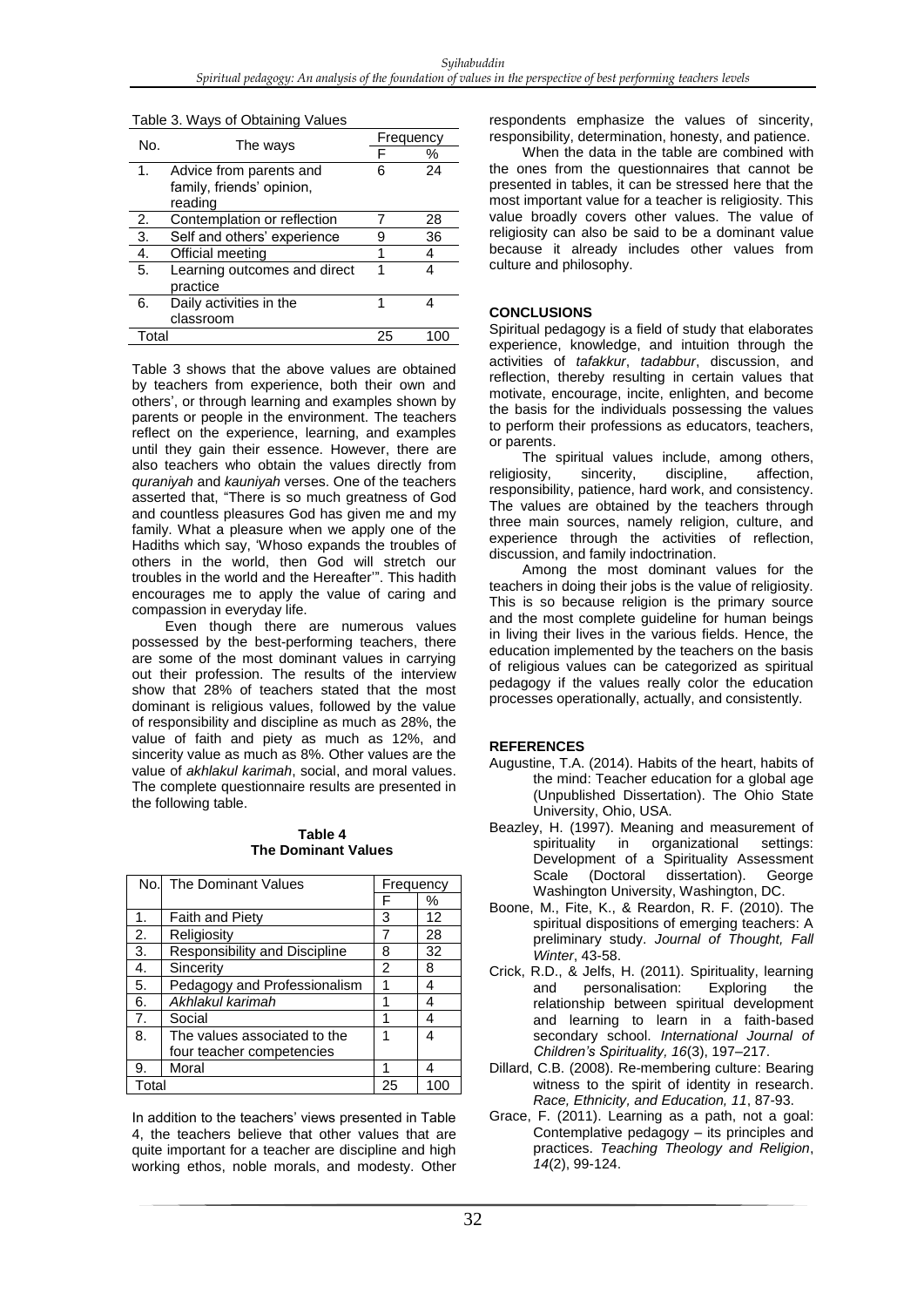Table 3. Ways of Obtaining Values

| No. | The ways | Frequency | |
|---|---|---|---|
| | | F | % |
| 1. | Advice from parents and family, friends' opinion, reading | 6 | 24 |
| 2. | Contemplation or reflection | 7 | 28 |
| 3. | Self and others' experience | 9 | 36 |
| 4. | Official meeting | 1 | 4 |
| 5. | Learning outcomes and direct practice | 1 | 4 |
| 6. | Daily activities in the classroom | 1 | 4 |
| Total | | 25 | 100 |

Table 3 shows that the above values are obtained by teachers from experience, both their own and others', or through learning and examples shown by parents or people in the environment. The teachers reflect on the experience, learning, and examples until they gain their essence. However, there are also teachers who obtain the values directly from *quraniyah* and *kauniyah* verses. One of the teachers asserted that, "There is so much greatness of God and countless pleasures God has given me and my family. What a pleasure when we apply one of the Hadiths which say, 'Whoso expands the troubles of others in the world, then God will stretch our troubles in the world and the Hereafter'". This hadith encourages me to apply the value of caring and compassion in everyday life.

Even though there are numerous values possessed by the best-performing teachers, there are some of the most dominant values in carrying out their profession. The results of the interview show that 28% of teachers stated that the most dominant is religious values, followed by the value of responsibility and discipline as much as 28%, the value of faith and piety as much as 12%, and sincerity value as much as 8%. Other values are the value of *akhlakul karimah*, social, and moral values. The complete questionnaire results are presented in the following table.

**Table 4**
**The Dominant Values**

| No. | The Dominant Values | Frequency | |
|---|---|---|---|
| | | F | % |
| 1. | Faith and Piety | 3 | 12 |
| 2. | Religiosity | 7 | 28 |
| 3. | Responsibility and Discipline | 8 | 32 |
| 4. | Sincerity | 2 | 8 |
| 5. | Pedagogy and Professionalism | 1 | 4 |
| 6. | *Akhlakul karimah* | 1 | 4 |
| 7. | Social | 1 | 4 |
| 8. | The values associated to the four teacher competencies | 1 | 4 |
| 9. | Moral | 1 | 4 |
| Total | | 25 | 100 |

In addition to the teachers' views presented in Table 4, the teachers believe that other values that are quite important for a teacher are discipline and high working ethos, noble morals, and modesty. Other respondents emphasize the values of sincerity, responsibility, determination, honesty, and patience.

When the data in the table are combined with the ones from the questionnaires that cannot be presented in tables, it can be stressed here that the most important value for a teacher is religiosity. This value broadly covers other values. The value of religiosity can also be said to be a dominant value because it already includes other values from culture and philosophy.

## CONCLUSIONS

Spiritual pedagogy is a field of study that elaborates experience, knowledge, and intuition through the activities of *tafakkur*, *tadabbur*, discussion, and reflection, thereby resulting in certain values that motivate, encourage, incite, enlighten, and become the basis for the individuals possessing the values to perform their professions as educators, teachers, or parents.

The spiritual values include, among others, religiosity, sincerity, discipline, affection, responsibility, patience, hard work, and consistency. The values are obtained by the teachers through three main sources, namely religion, culture, and experience through the activities of reflection, discussion, and family indoctrination.

Among the most dominant values for the teachers in doing their jobs is the value of religiosity. This is so because religion is the primary source and the most complete guideline for human beings in living their lives in the various fields. Hence, the education implemented by the teachers on the basis of religious values can be categorized as spiritual pedagogy if the values really color the education processes operationally, actually, and consistently.

## REFERENCES

Augustine, T.A. (2014). Habits of the heart, habits of the mind: Teacher education for a global age (Unpublished Dissertation). The Ohio State University, Ohio, USA.

Beazley, H. (1997). Meaning and measurement of spirituality in organizational settings: Development of a Spirituality Assessment Scale (Doctoral dissertation). George Washington University, Washington, DC.

Boone, M., Fite, K., & Reardon, R. F. (2010). The spiritual dispositions of emerging teachers: A preliminary study. *Journal of Thought, Fall Winter*, 43-58.

Crick, R.D., & Jelfs, H. (2011). Spirituality, learning and personalisation: Exploring the relationship between spiritual development and learning to learn in a faith-based secondary school. *International Journal of Children's Spirituality, 16*(3), 197–217.

Dillard, C.B. (2008). Re-membering culture: Bearing witness to the spirit of identity in research. *Race, Ethnicity, and Education, 11*, 87-93.

Grace, F. (2011). Learning as a path, not a goal: Contemplative pedagogy – its principles and practices. *Teaching Theology and Religion*, *14*(2), 99-124.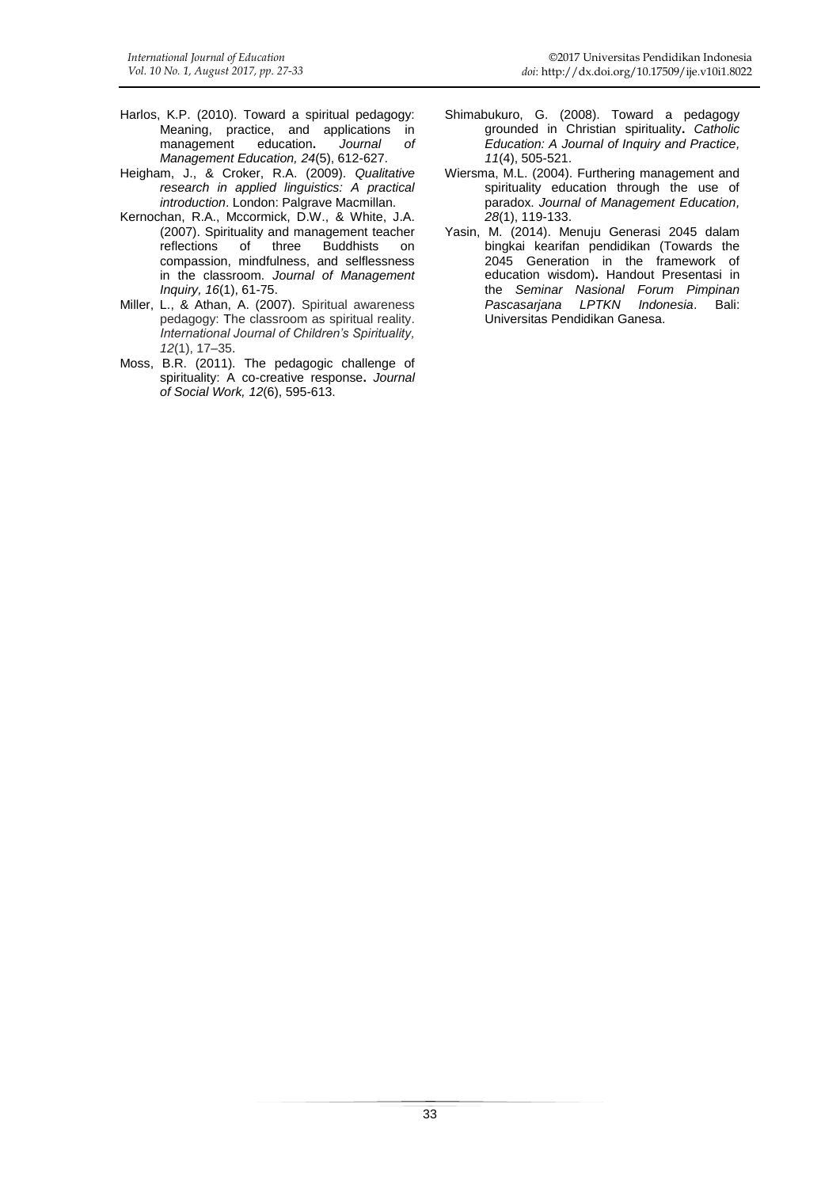Harlos, K.P. (2010). Toward a spiritual pedagogy: Meaning, practice, and applications in management education**.** *Journal of Management Education, 24*(5), 612-627.

Heigham, J., & Croker, R.A. (2009). *Qualitative research in applied linguistics: A practical introduction*. London: Palgrave Macmillan.

Kernochan, R.A., Mccormick, D.W., & White, J.A. (2007). Spirituality and management teacher reflections of three Buddhists on compassion, mindfulness, and selflessness in the classroom. *Journal of Management Inquiry, 16*(1), 61-75.

Miller, L., & Athan, A. (2007). Spiritual awareness pedagogy: The classroom as spiritual reality. *International Journal of Children's Spirituality, 12*(1), 17–35.

Moss, B.R. (2011). The pedagogic challenge of spirituality: A co-creative response**.** *Journal of Social Work, 12*(6), 595-613.

Shimabukuro, G. (2008). Toward a pedagogy grounded in Christian spirituality**.** *Catholic Education: A Journal of Inquiry and Practice, 11*(4), 505-521.

Wiersma, M.L. (2004). Furthering management and spirituality education through the use of paradox. *Journal of Management Education, 28*(1), 119-133.

Yasin, M. (2014). Menuju Generasi 2045 dalam bingkai kearifan pendidikan (Towards the 2045 Generation in the framework of education wisdom)**.** Handout Presentasi in the *Seminar Nasional Forum Pimpinan Pascasarjana LPTKN Indonesia*. Bali: Universitas Pendidikan Ganesa.